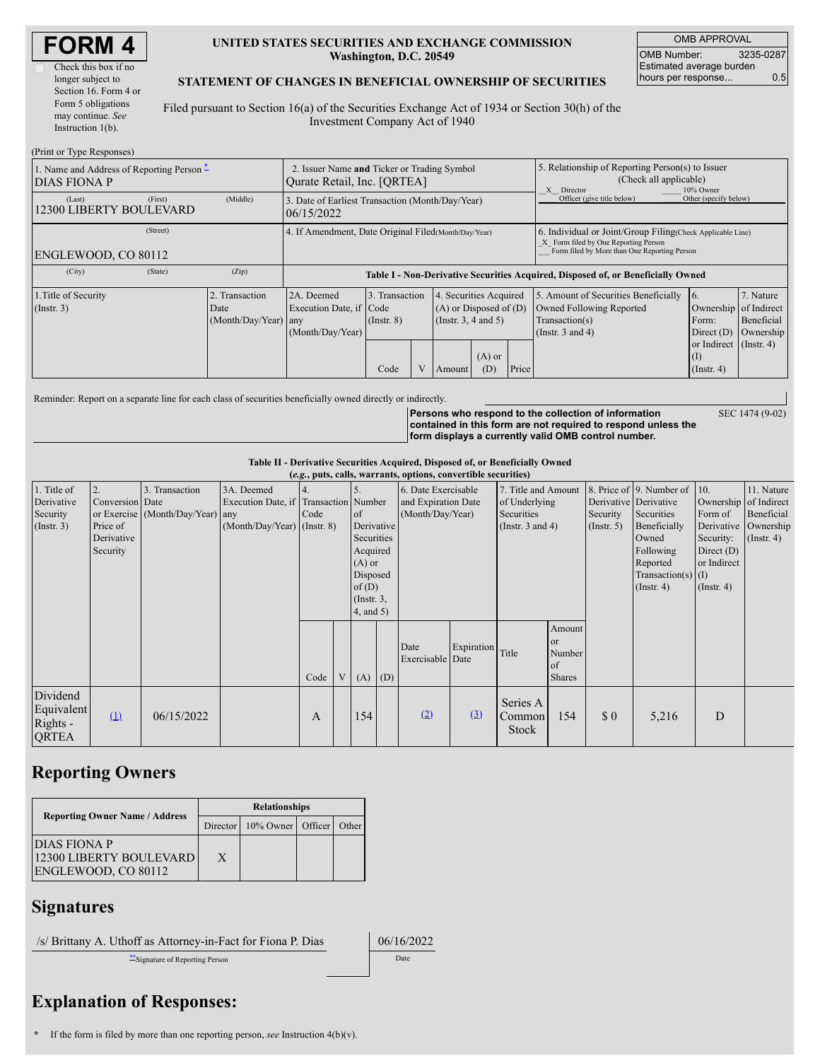# FORM 4

Check this box if no longer subject to Section 16. Form 4 or Form 5 obligations may continue. *See* Instruction 1(b).

**UNITED STATES SECURITIES AND EXCHANGE COMMISSION**
**Washington, D.C. 20549**

**STATEMENT OF CHANGES IN BENEFICIAL OWNERSHIP OF SECURITIES**

Filed pursuant to Section 16(a) of the Securities Exchange Act of 1934 or Section 30(h) of the Investment Company Act of 1940

| OMB APPROVAL | |
|---|---|
| OMB Number: | 3235-0287 |
| Estimated average burden hours per response... | 0.5 |

(Print or Type Responses)

| 1. Name and Address of Reporting Person * | 2. Issuer Name and Ticker or Trading Symbol | 5. Relationship of Reporting Person(s) to Issuer (Check all applicable) |
|---|---|---|
| DIAS FIONA P | Qurate Retail, Inc. [QRTEA] | X Director ___ 10% Owner ___ Officer (give title below) ___ Other (specify below) |
| (Last) (First) (Middle) 12300 LIBERTY BOULEVARD | 3. Date of Earliest Transaction (Month/Day/Year) 06/15/2022 | |
| (Street) ENGLEWOOD, CO 80112 | 4. If Amendment, Date Original Filed (Month/Day/Year) | 6. Individual or Joint/Group Filing (Check Applicable Line) X Form filed by One Reporting Person ___ Form filed by More than One Reporting Person |
| (City) (State) (Zip) | | |

**Table I - Non-Derivative Securities Acquired, Disposed of, or Beneficially Owned**

| 1.Title of Security (Instr. 3) | 2. Transaction Date (Month/Day/Year) | 2A. Deemed Execution Date, if any (Month/Day/Year) | 3. Transaction Code (Instr. 8) | | 4. Securities Acquired (A) or Disposed of (D) (Instr. 3, 4 and 5) | | | 5. Amount of Securities Beneficially Owned Following Reported Transaction(s) (Instr. 3 and 4) | 6. Ownership Form: Direct (D) or Indirect (I) (Instr. 4) | 7. Nature of Indirect Beneficial Ownership (Instr. 4) |
|---|---|---|---|---|---|---|---|---|---|---|
| | | | Code | V | Amount | (A) or (D) | Price | | | |

Reminder: Report on a separate line for each class of securities beneficially owned directly or indirectly.

**Persons who respond to the collection of information contained in this form are not required to respond unless the form displays a currently valid OMB control number.** SEC 1474 (9-02)

**Table II - Derivative Securities Acquired, Disposed of, or Beneficially Owned**
**(*e.g.*, puts, calls, warrants, options, convertible securities)**

| 1. Title of Derivative Security (Instr. 3) | 2. Conversion or Exercise Price of Derivative Security | 3. Transaction Date (Month/Day/Year) | 3A. Deemed Execution Date, if any (Month/Day/Year) | 4. Transaction Code (Instr. 8) | | 5. Number of Derivative Securities Acquired (A) or Disposed of (D) (Instr. 3, 4, and 5) | | 6. Date Exercisable and Expiration Date (Month/Day/Year) | | 7. Title and Amount of Underlying Securities (Instr. 3 and 4) | | 8. Price of Derivative Security (Instr. 5) | 9. Number of Derivative Securities Beneficially Owned Following Reported Transaction(s) (Instr. 4) | 10. Ownership Form of Derivative Security: Direct (D) or Indirect (I) (Instr. 4) | 11. Nature of Indirect Beneficial Ownership (Instr. 4) |
|---|---|---|---|---|---|---|---|---|---|---|---|---|---|---|---|
| | | | | Code | V | (A) | (D) | Date Exercisable | Expiration Date | Title | Amount or Number of Shares | | | | |
| Dividend Equivalent Rights - QRTEA | (1) | 06/15/2022 | | A | | 154 | | (2) | (3) | Series A Common Stock | 154 | $ 0 | 5,216 | D | |

## Reporting Owners

| Reporting Owner Name / Address | Relationships | | | |
|---|---|---|---|---|
| | Director | 10% Owner | Officer | Other |
| DIAS FIONA P 12300 LIBERTY BOULEVARD ENGLEWOOD, CO 80112 | X | | | |

## Signatures

| /s/ Brittany A. Uthoff as Attorney-in-Fact for Fiona P. Dias | 06/16/2022 |
|---|---|
| **Signature of Reporting Person | Date |

## Explanation of Responses:

\* If the form is filed by more than one reporting person, *see* Instruction 4(b)(v).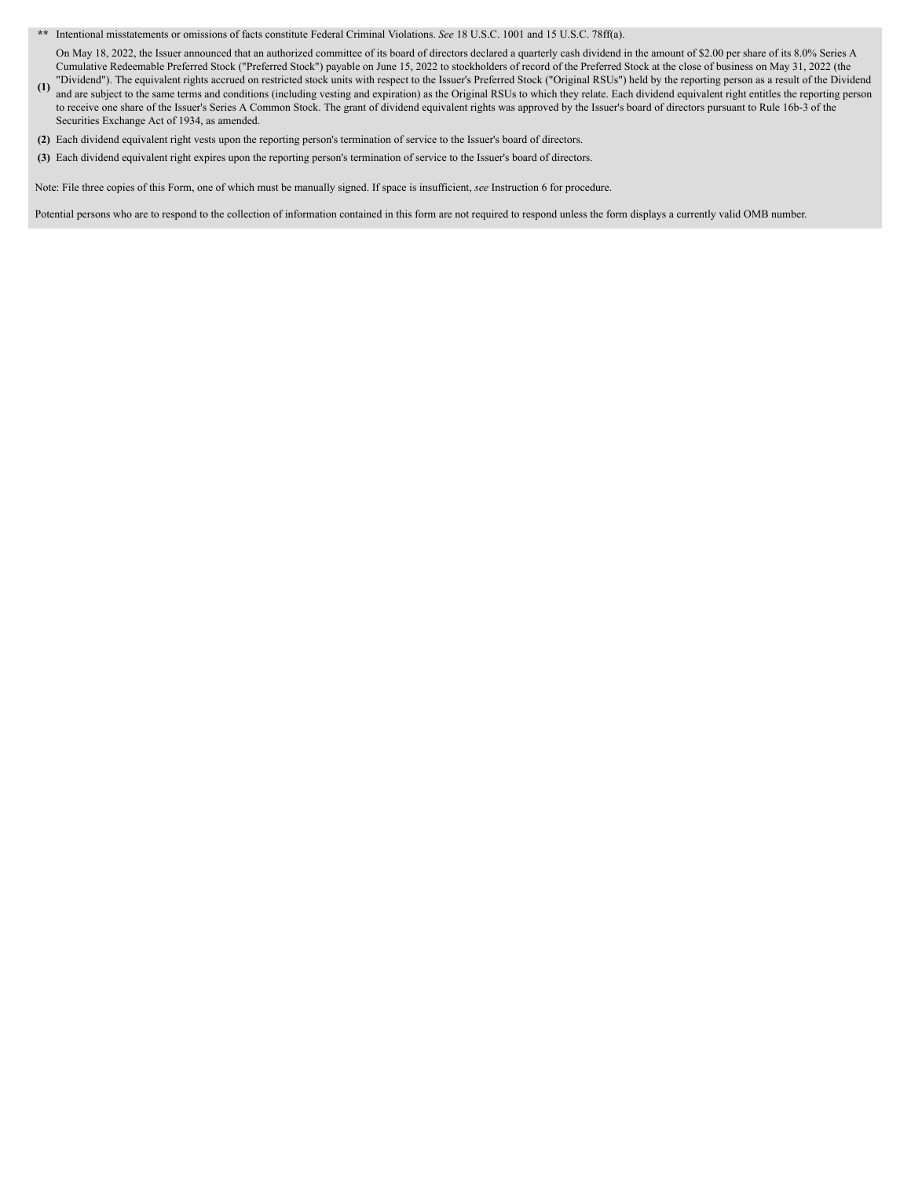** Intentional misstatements or omissions of facts constitute Federal Criminal Violations. *See* 18 U.S.C. 1001 and 15 U.S.C. 78ff(a).

(1) On May 18, 2022, the Issuer announced that an authorized committee of its board of directors declared a quarterly cash dividend in the amount of $2.00 per share of its 8.0% Series A Cumulative Redeemable Preferred Stock ("Preferred Stock") payable on June 15, 2022 to stockholders of record of the Preferred Stock at the close of business on May 31, 2022 (the "Dividend"). The equivalent rights accrued on restricted stock units with respect to the Issuer's Preferred Stock ("Original RSUs") held by the reporting person as a result of the Dividend and are subject to the same terms and conditions (including vesting and expiration) as the Original RSUs to which they relate. Each dividend equivalent right entitles the reporting person to receive one share of the Issuer's Series A Common Stock. The grant of dividend equivalent rights was approved by the Issuer's board of directors pursuant to Rule 16b-3 of the Securities Exchange Act of 1934, as amended.

(2) Each dividend equivalent right vests upon the reporting person's termination of service to the Issuer's board of directors.

(3) Each dividend equivalent right expires upon the reporting person's termination of service to the Issuer's board of directors.

Note: File three copies of this Form, one of which must be manually signed. If space is insufficient, *see* Instruction 6 for procedure.

Potential persons who are to respond to the collection of information contained in this form are not required to respond unless the form displays a currently valid OMB number.